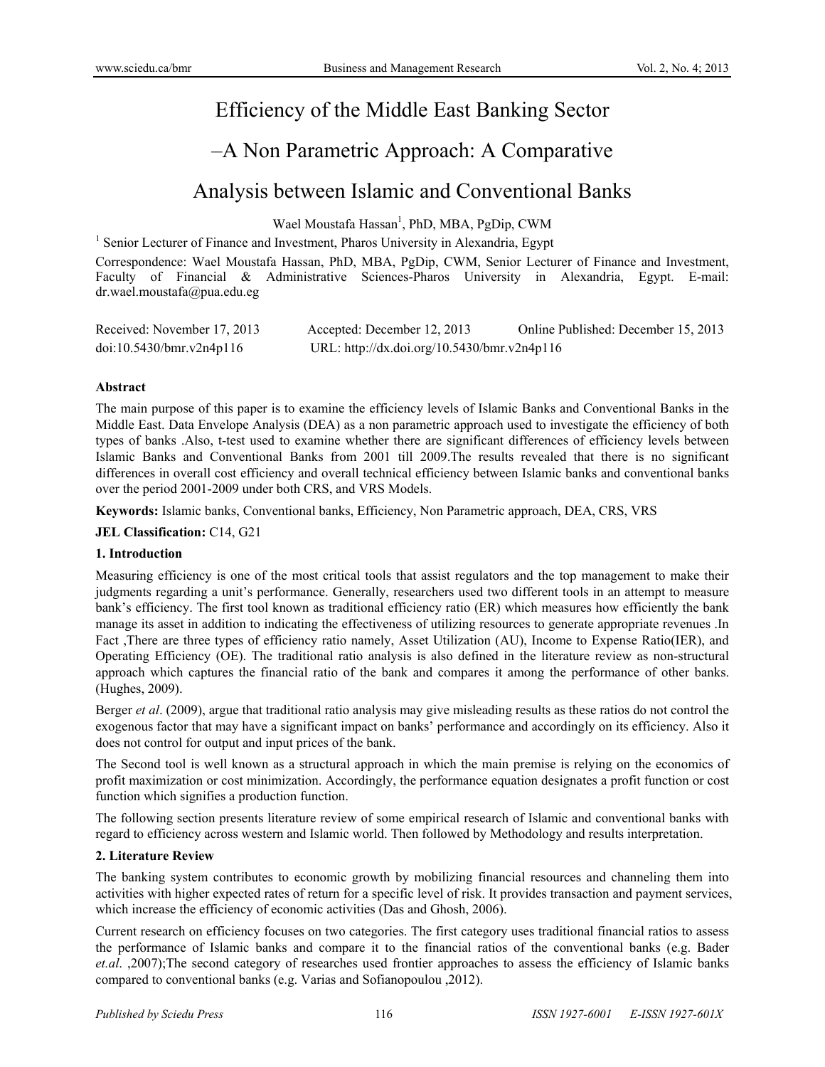# Efficiency of the Middle East Banking Sector –A Non Parametric Approach: A Comparative Analysis between Islamic and Conventional Banks

Wael Moustafa Hassan[1], PhD, MBA, PgDip, CWM

[1] Senior Lecturer of Finance and Investment, Pharos University in Alexandria, Egypt

Correspondence: Wael Moustafa Hassan, PhD, MBA, PgDip, CWM, Senior Lecturer of Finance and Investment, Faculty of Financial & Administrative Sciences-Pharos University in Alexandria, Egypt. E-mail: dr.wael.moustafa@pua.edu.eg

Received: November 17, 2013 Accepted: December 12, 2013 Online Published: December 15, 2013

doi:10.5430/bmr.v2n4p116 URL: http://dx.doi.org/10.5430/bmr.v2n4p116

**Abstract**

The main purpose of this paper is to examine the efficiency levels of Islamic Banks and Conventional Banks in the Middle East. Data Envelope Analysis (DEA) as a non parametric approach used to investigate the efficiency of both types of banks .Also, t-test used to examine whether there are significant differences of efficiency levels between Islamic Banks and Conventional Banks from 2001 till 2009.The results revealed that there is no significant differences in overall cost efficiency and overall technical efficiency between Islamic banks and conventional banks over the period 2001-2009 under both CRS, and VRS Models.

**Keywords:** Islamic banks, Conventional banks, Efficiency, Non Parametric approach, DEA, CRS, VRS

**JEL Classification:** C14, G21

## 1. Introduction

Measuring efficiency is one of the most critical tools that assist regulators and the top management to make their judgments regarding a unit's performance. Generally, researchers used two different tools in an attempt to measure bank's efficiency. The first tool known as traditional efficiency ratio (ER) which measures how efficiently the bank manage its asset in addition to indicating the effectiveness of utilizing resources to generate appropriate revenues .In Fact ,There are three types of efficiency ratio namely, Asset Utilization (AU), Income to Expense Ratio(IER), and Operating Efficiency (OE). The traditional ratio analysis is also defined in the literature review as non-structural approach which captures the financial ratio of the bank and compares it among the performance of other banks. (Hughes, 2009).

Berger *et al*. (2009), argue that traditional ratio analysis may give misleading results as these ratios do not control the exogenous factor that may have a significant impact on banks' performance and accordingly on its efficiency. Also it does not control for output and input prices of the bank.

The Second tool is well known as a structural approach in which the main premise is relying on the economics of profit maximization or cost minimization. Accordingly, the performance equation designates a profit function or cost function which signifies a production function.

The following section presents literature review of some empirical research of Islamic and conventional banks with regard to efficiency across western and Islamic world. Then followed by Methodology and results interpretation.

## 2. Literature Review

The banking system contributes to economic growth by mobilizing financial resources and channeling them into activities with higher expected rates of return for a specific level of risk. It provides transaction and payment services, which increase the efficiency of economic activities (Das and Ghosh, 2006).

Current research on efficiency focuses on two categories. The first category uses traditional financial ratios to assess the performance of Islamic banks and compare it to the financial ratios of the conventional banks (e.g. Bader *et.al*. ,2007);The second category of researches used frontier approaches to assess the efficiency of Islamic banks compared to conventional banks (e.g. Varias and Sofianopoulou ,2012).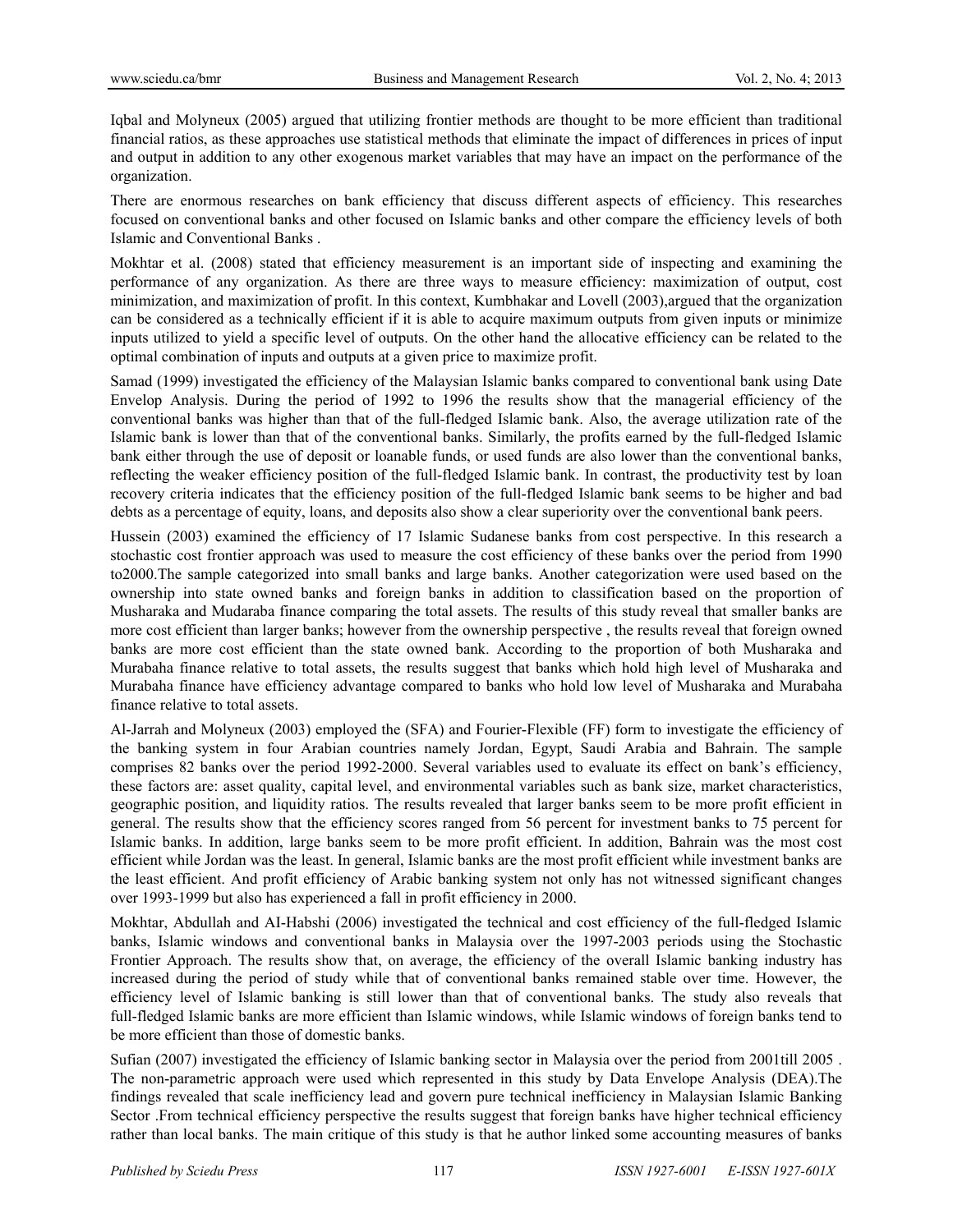Iqbal and Molyneux (2005) argued that utilizing frontier methods are thought to be more efficient than traditional financial ratios, as these approaches use statistical methods that eliminate the impact of differences in prices of input and output in addition to any other exogenous market variables that may have an impact on the performance of the organization.

There are enormous researches on bank efficiency that discuss different aspects of efficiency. This researches focused on conventional banks and other focused on Islamic banks and other compare the efficiency levels of both Islamic and Conventional Banks .

Mokhtar et al. (2008) stated that efficiency measurement is an important side of inspecting and examining the performance of any organization. As there are three ways to measure efficiency: maximization of output, cost minimization, and maximization of profit. In this context, Kumbhakar and Lovell (2003),argued that the organization can be considered as a technically efficient if it is able to acquire maximum outputs from given inputs or minimize inputs utilized to yield a specific level of outputs. On the other hand the allocative efficiency can be related to the optimal combination of inputs and outputs at a given price to maximize profit.

Samad (1999) investigated the efficiency of the Malaysian Islamic banks compared to conventional bank using Date Envelop Analysis. During the period of 1992 to 1996 the results show that the managerial efficiency of the conventional banks was higher than that of the full-fledged Islamic bank. Also, the average utilization rate of the Islamic bank is lower than that of the conventional banks. Similarly, the profits earned by the full-fledged Islamic bank either through the use of deposit or loanable funds, or used funds are also lower than the conventional banks, reflecting the weaker efficiency position of the full-fledged Islamic bank. In contrast, the productivity test by loan recovery criteria indicates that the efficiency position of the full-fledged Islamic bank seems to be higher and bad debts as a percentage of equity, loans, and deposits also show a clear superiority over the conventional bank peers.

Hussein (2003) examined the efficiency of 17 Islamic Sudanese banks from cost perspective. In this research a stochastic cost frontier approach was used to measure the cost efficiency of these banks over the period from 1990 to2000.The sample categorized into small banks and large banks. Another categorization were used based on the ownership into state owned banks and foreign banks in addition to classification based on the proportion of Musharaka and Mudaraba finance comparing the total assets. The results of this study reveal that smaller banks are more cost efficient than larger banks; however from the ownership perspective , the results reveal that foreign owned banks are more cost efficient than the state owned bank. According to the proportion of both Musharaka and Murabaha finance relative to total assets, the results suggest that banks which hold high level of Musharaka and Murabaha finance have efficiency advantage compared to banks who hold low level of Musharaka and Murabaha finance relative to total assets.

Al-Jarrah and Molyneux (2003) employed the (SFA) and Fourier-Flexible (FF) form to investigate the efficiency of the banking system in four Arabian countries namely Jordan, Egypt, Saudi Arabia and Bahrain. The sample comprises 82 banks over the period 1992-2000. Several variables used to evaluate its effect on bank's efficiency, these factors are: asset quality, capital level, and environmental variables such as bank size, market characteristics, geographic position, and liquidity ratios. The results revealed that larger banks seem to be more profit efficient in general. The results show that the efficiency scores ranged from 56 percent for investment banks to 75 percent for Islamic banks. In addition, large banks seem to be more profit efficient. In addition, Bahrain was the most cost efficient while Jordan was the least. In general, Islamic banks are the most profit efficient while investment banks are the least efficient. And profit efficiency of Arabic banking system not only has not witnessed significant changes over 1993-1999 but also has experienced a fall in profit efficiency in 2000.

Mokhtar, Abdullah and AI-Habshi (2006) investigated the technical and cost efficiency of the full-fledged Islamic banks, Islamic windows and conventional banks in Malaysia over the 1997-2003 periods using the Stochastic Frontier Approach. The results show that, on average, the efficiency of the overall Islamic banking industry has increased during the period of study while that of conventional banks remained stable over time. However, the efficiency level of Islamic banking is still lower than that of conventional banks. The study also reveals that full-fledged Islamic banks are more efficient than Islamic windows, while Islamic windows of foreign banks tend to be more efficient than those of domestic banks.

Sufian (2007) investigated the efficiency of Islamic banking sector in Malaysia over the period from 2001till 2005 . The non-parametric approach were used which represented in this study by Data Envelope Analysis (DEA).The findings revealed that scale inefficiency lead and govern pure technical inefficiency in Malaysian Islamic Banking Sector .From technical efficiency perspective the results suggest that foreign banks have higher technical efficiency rather than local banks. The main critique of this study is that he author linked some accounting measures of banks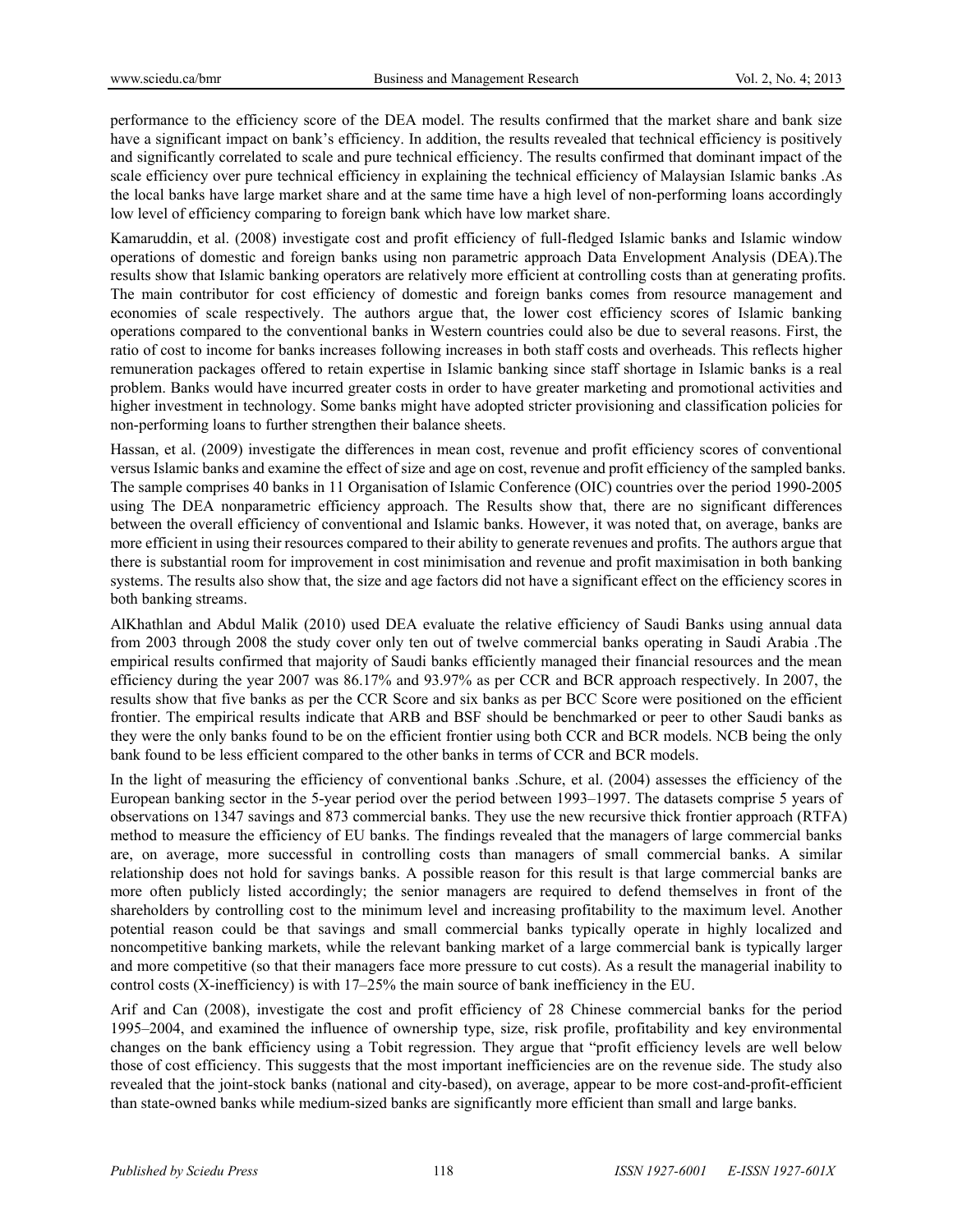performance to the efficiency score of the DEA model. The results confirmed that the market share and bank size have a significant impact on bank's efficiency. In addition, the results revealed that technical efficiency is positively and significantly correlated to scale and pure technical efficiency. The results confirmed that dominant impact of the scale efficiency over pure technical efficiency in explaining the technical efficiency of Malaysian Islamic banks .As the local banks have large market share and at the same time have a high level of non-performing loans accordingly low level of efficiency comparing to foreign bank which have low market share.

Kamaruddin, et al. (2008) investigate cost and profit efficiency of full-fledged Islamic banks and Islamic window operations of domestic and foreign banks using non parametric approach Data Envelopment Analysis (DEA).The results show that Islamic banking operators are relatively more efficient at controlling costs than at generating profits. The main contributor for cost efficiency of domestic and foreign banks comes from resource management and economies of scale respectively. The authors argue that, the lower cost efficiency scores of Islamic banking operations compared to the conventional banks in Western countries could also be due to several reasons. First, the ratio of cost to income for banks increases following increases in both staff costs and overheads. This reflects higher remuneration packages offered to retain expertise in Islamic banking since staff shortage in Islamic banks is a real problem. Banks would have incurred greater costs in order to have greater marketing and promotional activities and higher investment in technology. Some banks might have adopted stricter provisioning and classification policies for non-performing loans to further strengthen their balance sheets.

Hassan, et al. (2009) investigate the differences in mean cost, revenue and profit efficiency scores of conventional versus Islamic banks and examine the effect of size and age on cost, revenue and profit efficiency of the sampled banks. The sample comprises 40 banks in 11 Organisation of Islamic Conference (OIC) countries over the period 1990-2005 using The DEA nonparametric efficiency approach. The Results show that, there are no significant differences between the overall efficiency of conventional and Islamic banks. However, it was noted that, on average, banks are more efficient in using their resources compared to their ability to generate revenues and profits. The authors argue that there is substantial room for improvement in cost minimisation and revenue and profit maximisation in both banking systems. The results also show that, the size and age factors did not have a significant effect on the efficiency scores in both banking streams.

AlKhathlan and Abdul Malik (2010) used DEA evaluate the relative efficiency of Saudi Banks using annual data from 2003 through 2008 the study cover only ten out of twelve commercial banks operating in Saudi Arabia .The empirical results confirmed that majority of Saudi banks efficiently managed their financial resources and the mean efficiency during the year 2007 was 86.17% and 93.97% as per CCR and BCR approach respectively. In 2007, the results show that five banks as per the CCR Score and six banks as per BCC Score were positioned on the efficient frontier. The empirical results indicate that ARB and BSF should be benchmarked or peer to other Saudi banks as they were the only banks found to be on the efficient frontier using both CCR and BCR models. NCB being the only bank found to be less efficient compared to the other banks in terms of CCR and BCR models.

In the light of measuring the efficiency of conventional banks .Schure, et al. (2004) assesses the efficiency of the European banking sector in the 5-year period over the period between 1993–1997. The datasets comprise 5 years of observations on 1347 savings and 873 commercial banks. They use the new recursive thick frontier approach (RTFA) method to measure the efficiency of EU banks. The findings revealed that the managers of large commercial banks are, on average, more successful in controlling costs than managers of small commercial banks. A similar relationship does not hold for savings banks. A possible reason for this result is that large commercial banks are more often publicly listed accordingly; the senior managers are required to defend themselves in front of the shareholders by controlling cost to the minimum level and increasing profitability to the maximum level. Another potential reason could be that savings and small commercial banks typically operate in highly localized and noncompetitive banking markets, while the relevant banking market of a large commercial bank is typically larger and more competitive (so that their managers face more pressure to cut costs). As a result the managerial inability to control costs (X-inefficiency) is with 17–25% the main source of bank inefficiency in the EU.

Arif and Can (2008), investigate the cost and profit efficiency of 28 Chinese commercial banks for the period 1995–2004, and examined the influence of ownership type, size, risk profile, profitability and key environmental changes on the bank efficiency using a Tobit regression. They argue that "profit efficiency levels are well below those of cost efficiency. This suggests that the most important inefficiencies are on the revenue side. The study also revealed that the joint-stock banks (national and city-based), on average, appear to be more cost-and-profit-efficient than state-owned banks while medium-sized banks are significantly more efficient than small and large banks.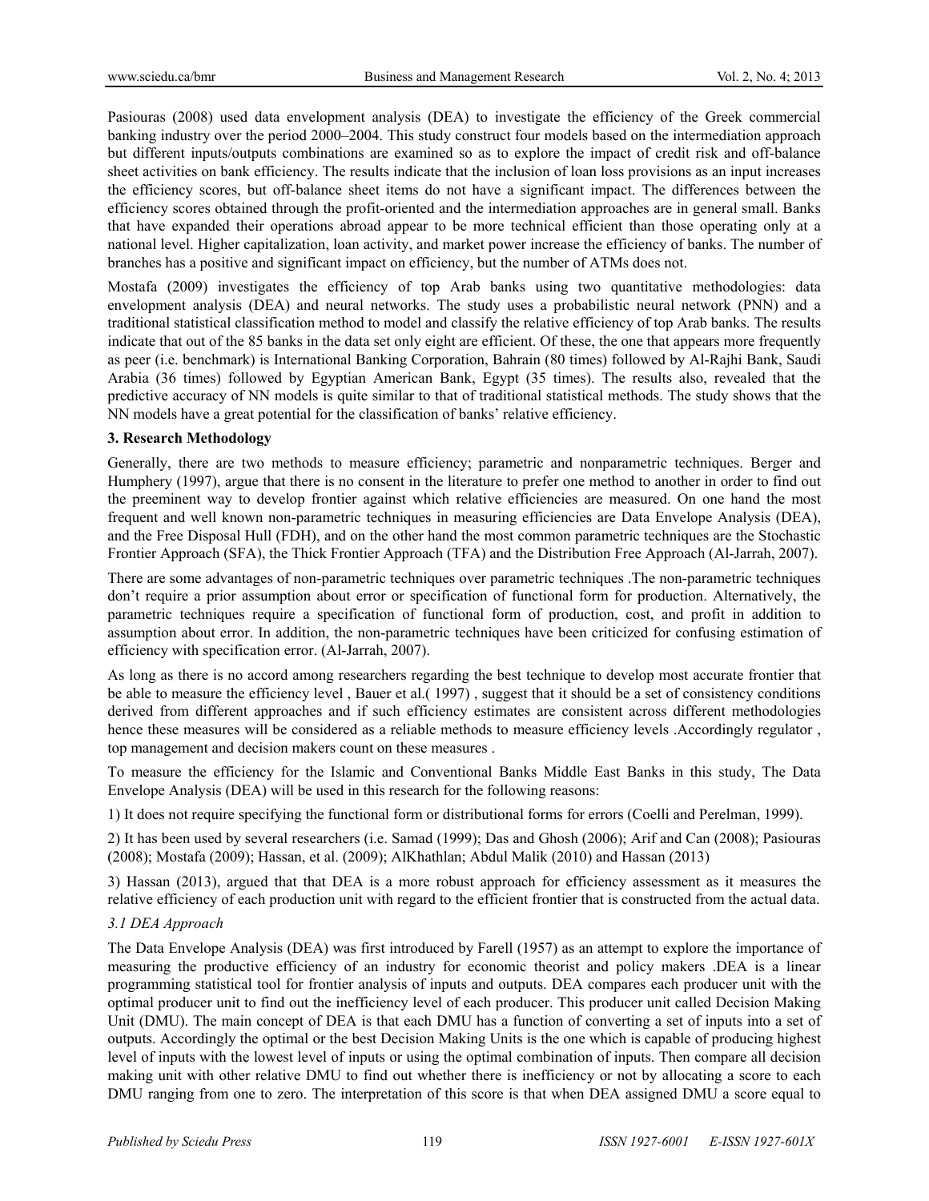Pasiouras (2008) used data envelopment analysis (DEA) to investigate the efficiency of the Greek commercial banking industry over the period 2000–2004. This study construct four models based on the intermediation approach but different inputs/outputs combinations are examined so as to explore the impact of credit risk and off-balance sheet activities on bank efficiency. The results indicate that the inclusion of loan loss provisions as an input increases the efficiency scores, but off-balance sheet items do not have a significant impact. The differences between the efficiency scores obtained through the profit-oriented and the intermediation approaches are in general small. Banks that have expanded their operations abroad appear to be more technical efficient than those operating only at a national level. Higher capitalization, loan activity, and market power increase the efficiency of banks. The number of branches has a positive and significant impact on efficiency, but the number of ATMs does not.

Mostafa (2009) investigates the efficiency of top Arab banks using two quantitative methodologies: data envelopment analysis (DEA) and neural networks. The study uses a probabilistic neural network (PNN) and a traditional statistical classification method to model and classify the relative efficiency of top Arab banks. The results indicate that out of the 85 banks in the data set only eight are efficient. Of these, the one that appears more frequently as peer (i.e. benchmark) is International Banking Corporation, Bahrain (80 times) followed by Al-Rajhi Bank, Saudi Arabia (36 times) followed by Egyptian American Bank, Egypt (35 times). The results also, revealed that the predictive accuracy of NN models is quite similar to that of traditional statistical methods. The study shows that the NN models have a great potential for the classification of banks' relative efficiency.

## 3. Research Methodology

Generally, there are two methods to measure efficiency; parametric and nonparametric techniques. Berger and Humphery (1997), argue that there is no consent in the literature to prefer one method to another in order to find out the preeminent way to develop frontier against which relative efficiencies are measured. On one hand the most frequent and well known non-parametric techniques in measuring efficiencies are Data Envelope Analysis (DEA), and the Free Disposal Hull (FDH), and on the other hand the most common parametric techniques are the Stochastic Frontier Approach (SFA), the Thick Frontier Approach (TFA) and the Distribution Free Approach (Al-Jarrah, 2007).

There are some advantages of non-parametric techniques over parametric techniques .The non-parametric techniques don't require a prior assumption about error or specification of functional form for production. Alternatively, the parametric techniques require a specification of functional form of production, cost, and profit in addition to assumption about error. In addition, the non-parametric techniques have been criticized for confusing estimation of efficiency with specification error. (Al-Jarrah, 2007).

As long as there is no accord among researchers regarding the best technique to develop most accurate frontier that be able to measure the efficiency level , Bauer et al.( 1997) , suggest that it should be a set of consistency conditions derived from different approaches and if such efficiency estimates are consistent across different methodologies hence these measures will be considered as a reliable methods to measure efficiency levels .Accordingly regulator , top management and decision makers count on these measures .

To measure the efficiency for the Islamic and Conventional Banks Middle East Banks in this study, The Data Envelope Analysis (DEA) will be used in this research for the following reasons:

1) It does not require specifying the functional form or distributional forms for errors (Coelli and Perelman, 1999).

2) It has been used by several researchers (i.e. Samad (1999); Das and Ghosh (2006); Arif and Can (2008); Pasiouras (2008); Mostafa (2009); Hassan, et al. (2009); AlKhathlan; Abdul Malik (2010) and Hassan (2013)

3) Hassan (2013), argued that that DEA is a more robust approach for efficiency assessment as it measures the relative efficiency of each production unit with regard to the efficient frontier that is constructed from the actual data.

### *3.1 DEA Approach*

The Data Envelope Analysis (DEA) was first introduced by Farell (1957) as an attempt to explore the importance of measuring the productive efficiency of an industry for economic theorist and policy makers .DEA is a linear programming statistical tool for frontier analysis of inputs and outputs. DEA compares each producer unit with the optimal producer unit to find out the inefficiency level of each producer. This producer unit called Decision Making Unit (DMU). The main concept of DEA is that each DMU has a function of converting a set of inputs into a set of outputs. Accordingly the optimal or the best Decision Making Units is the one which is capable of producing highest level of inputs with the lowest level of inputs or using the optimal combination of inputs. Then compare all decision making unit with other relative DMU to find out whether there is inefficiency or not by allocating a score to each DMU ranging from one to zero. The interpretation of this score is that when DEA assigned DMU a score equal to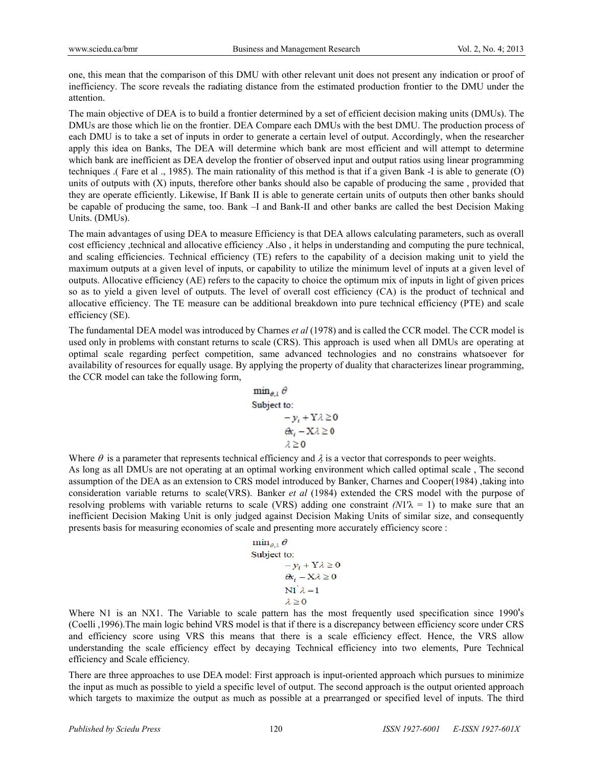one, this mean that the comparison of this DMU with other relevant unit does not present any indication or proof of inefficiency. The score reveals the radiating distance from the estimated production frontier to the DMU under the attention.

The main objective of DEA is to build a frontier determined by a set of efficient decision making units (DMUs). The DMUs are those which lie on the frontier. DEA Compare each DMUs with the best DMU. The production process of each DMU is to take a set of inputs in order to generate a certain level of output. Accordingly, when the researcher apply this idea on Banks, The DEA will determine which bank are most efficient and will attempt to determine which bank are inefficient as DEA develop the frontier of observed input and output ratios using linear programming techniques .( Fare et al ., 1985). The main rationality of this method is that if a given Bank -I is able to generate (O) units of outputs with (X) inputs, therefore other banks should also be capable of producing the same , provided that they are operate efficiently. Likewise, If Bank II is able to generate certain units of outputs then other banks should be capable of producing the same, too. Bank –I and Bank-II and other banks are called the best Decision Making Units. (DMUs).

The main advantages of using DEA to measure Efficiency is that DEA allows calculating parameters, such as overall cost efficiency ,technical and allocative efficiency .Also , it helps in understanding and computing the pure technical, and scaling efficiencies. Technical efficiency (TE) refers to the capability of a decision making unit to yield the maximum outputs at a given level of inputs, or capability to utilize the minimum level of inputs at a given level of outputs. Allocative efficiency (AE) refers to the capacity to choice the optimum mix of inputs in light of given prices so as to yield a given level of outputs. The level of overall cost efficiency (CA) is the product of technical and allocative efficiency. The TE measure can be additional breakdown into pure technical efficiency (PTE) and scale efficiency (SE).

The fundamental DEA model was introduced by Charnes *et al* (1978) and is called the CCR model. The CCR model is used only in problems with constant returns to scale (CRS). This approach is used when all DMUs are operating at optimal scale regarding perfect competition, same advanced technologies and no constrains whatsoever for availability of resources for equally usage. By applying the property of duality that characterizes linear programming, the CCR model can take the following form,

$$
\begin{aligned}
&\min_{\theta,\lambda} \theta \\
&\text{Subject to:} \\
&\qquad -y_i + Y\lambda \geq 0 \\
&\qquad \theta x_i - X\lambda \geq 0 \\
&\qquad \lambda \geq 0
\end{aligned}
$$

Where $\theta$ is a parameter that represents technical efficiency and $\lambda$ is a vector that corresponds to peer weights.
As long as all DMUs are not operating at an optimal working environment which called optimal scale , The second assumption of the DEA as an extension to CRS model introduced by Banker, Charnes and Cooper(1984) ,taking into consideration variable returns to scale(VRS). Banker *et al* (1984) extended the CRS model with the purpose of resolving problems with variable returns to scale (VRS) adding one constraint ($N1'\lambda = 1$) to make sure that an inefficient Decision Making Unit is only judged against Decision Making Units of similar size, and consequently presents basis for measuring economies of scale and presenting more accurately efficiency score :

$$
\begin{aligned}
&\min_{\theta,\lambda} \theta \\
&\text{Subject to:} \\
&\qquad -y_i + Y\lambda \geq 0 \\
&\qquad \theta x_i - X\lambda \geq 0 \\
&\qquad N1'\lambda = 1 \\
&\qquad \lambda \geq 0
\end{aligned}
$$

Where N1 is an NX1. The Variable to scale pattern has the most frequently used specification since 1990's (Coelli ,1996).The main logic behind VRS model is that if there is a discrepancy between efficiency score under CRS and efficiency score using VRS this means that there is a scale efficiency effect. Hence, the VRS allow understanding the scale efficiency effect by decaying Technical efficiency into two elements, Pure Technical efficiency and Scale efficiency.

There are three approaches to use DEA model: First approach is input-oriented approach which pursues to minimize the input as much as possible to yield a specific level of output. The second approach is the output oriented approach which targets to maximize the output as much as possible at a prearranged or specified level of inputs. The third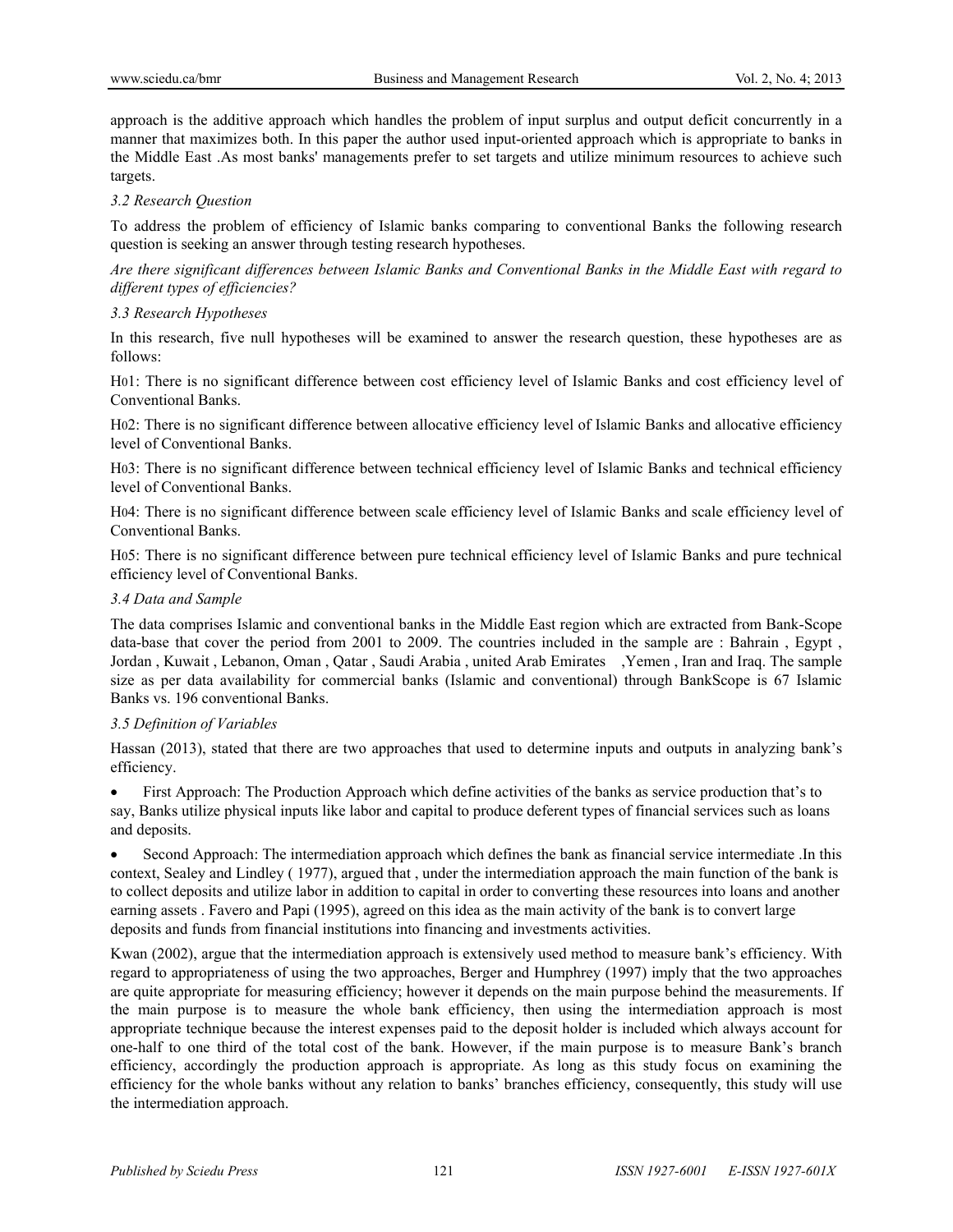approach is the additive approach which handles the problem of input surplus and output deficit concurrently in a manner that maximizes both. In this paper the author used input-oriented approach which is appropriate to banks in the Middle East .As most banks' managements prefer to set targets and utilize minimum resources to achieve such targets.

### *3.2 Research Question*

To address the problem of efficiency of Islamic banks comparing to conventional Banks the following research question is seeking an answer through testing research hypotheses.

*Are there significant differences between Islamic Banks and Conventional Banks in the Middle East with regard to different types of efficiencies?*

### *3.3 Research Hypotheses*

In this research, five null hypotheses will be examined to answer the research question, these hypotheses are as follows:

$H_01$: There is no significant difference between cost efficiency level of Islamic Banks and cost efficiency level of Conventional Banks.

$H_02$: There is no significant difference between allocative efficiency level of Islamic Banks and allocative efficiency level of Conventional Banks.

$H_03$: There is no significant difference between technical efficiency level of Islamic Banks and technical efficiency level of Conventional Banks.

$H_04$: There is no significant difference between scale efficiency level of Islamic Banks and scale efficiency level of Conventional Banks.

$H_05$: There is no significant difference between pure technical efficiency level of Islamic Banks and pure technical efficiency level of Conventional Banks.

### *3.4 Data and Sample*

The data comprises Islamic and conventional banks in the Middle East region which are extracted from Bank-Scope data-base that cover the period from 2001 to 2009. The countries included in the sample are : Bahrain , Egypt , Jordan , Kuwait , Lebanon, Oman , Qatar , Saudi Arabia , united Arab Emirates ,Yemen , Iran and Iraq. The sample size as per data availability for commercial banks (Islamic and conventional) through BankScope is 67 Islamic Banks vs. 196 conventional Banks.

### *3.5 Definition of Variables*

Hassan (2013), stated that there are two approaches that used to determine inputs and outputs in analyzing bank's efficiency.

- First Approach: The Production Approach which define activities of the banks as service production that's to say, Banks utilize physical inputs like labor and capital to produce deferent types of financial services such as loans and deposits.
- Second Approach: The intermediation approach which defines the bank as financial service intermediate .In this context, Sealey and Lindley ( 1977), argued that , under the intermediation approach the main function of the bank is to collect deposits and utilize labor in addition to capital in order to converting these resources into loans and another earning assets . Favero and Papi (1995), agreed on this idea as the main activity of the bank is to convert large deposits and funds from financial institutions into financing and investments activities.

Kwan (2002), argue that the intermediation approach is extensively used method to measure bank's efficiency. With regard to appropriateness of using the two approaches, Berger and Humphrey (1997) imply that the two approaches are quite appropriate for measuring efficiency; however it depends on the main purpose behind the measurements. If the main purpose is to measure the whole bank efficiency, then using the intermediation approach is most appropriate technique because the interest expenses paid to the deposit holder is included which always account for one-half to one third of the total cost of the bank. However, if the main purpose is to measure Bank's branch efficiency, accordingly the production approach is appropriate. As long as this study focus on examining the efficiency for the whole banks without any relation to banks' branches efficiency, consequently, this study will use the intermediation approach.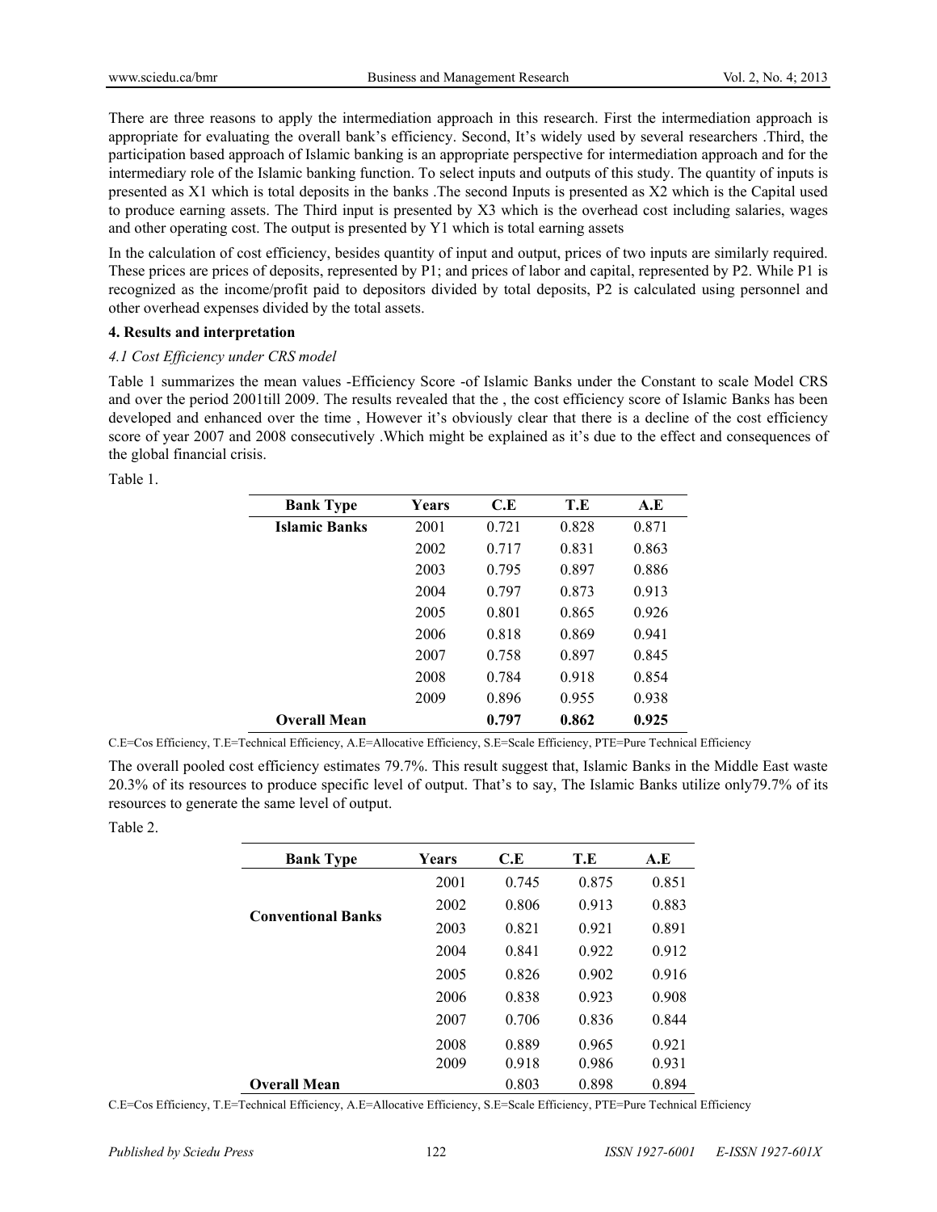There are three reasons to apply the intermediation approach in this research. First the intermediation approach is appropriate for evaluating the overall bank's efficiency. Second, It's widely used by several researchers .Third, the participation based approach of Islamic banking is an appropriate perspective for intermediation approach and for the intermediary role of the Islamic banking function. To select inputs and outputs of this study. The quantity of inputs is presented as X1 which is total deposits in the banks .The second Inputs is presented as X2 which is the Capital used to produce earning assets. The Third input is presented by X3 which is the overhead cost including salaries, wages and other operating cost. The output is presented by Y1 which is total earning assets

In the calculation of cost efficiency, besides quantity of input and output, prices of two inputs are similarly required. These prices are prices of deposits, represented by P1; and prices of labor and capital, represented by P2. While P1 is recognized as the income/profit paid to depositors divided by total deposits, P2 is calculated using personnel and other overhead expenses divided by the total assets.

### 4. Results and interpretation

#### *4.1 Cost Efficiency under CRS model*

Table 1 summarizes the mean values -Efficiency Score -of Islamic Banks under the Constant to scale Model CRS and over the period 2001till 2009. The results revealed that the , the cost efficiency score of Islamic Banks has been developed and enhanced over the time , However it's obviously clear that there is a decline of the cost efficiency score of year 2007 and 2008 consecutively .Which might be explained as it's due to the effect and consequences of the global financial crisis.

Table 1.

| Bank Type | Years | C.E | T.E | A.E |
|---|---|---|---|---|
| **Islamic Banks** | 2001 | 0.721 | 0.828 | 0.871 |
| | 2002 | 0.717 | 0.831 | 0.863 |
| | 2003 | 0.795 | 0.897 | 0.886 |
| | 2004 | 0.797 | 0.873 | 0.913 |
| | 2005 | 0.801 | 0.865 | 0.926 |
| | 2006 | 0.818 | 0.869 | 0.941 |
| | 2007 | 0.758 | 0.897 | 0.845 |
| | 2008 | 0.784 | 0.918 | 0.854 |
| | 2009 | 0.896 | 0.955 | 0.938 |
| **Overall Mean** | | **0.797** | **0.862** | **0.925** |

C.E=Cos Efficiency, T.E=Technical Efficiency, A.E=Allocative Efficiency, S.E=Scale Efficiency, PTE=Pure Technical Efficiency

The overall pooled cost efficiency estimates 79.7%. This result suggest that, Islamic Banks in the Middle East waste 20.3% of its resources to produce specific level of output. That's to say, The Islamic Banks utilize only79.7% of its resources to generate the same level of output.

Table 2.

| Bank Type | Years | C.E | T.E | A.E |
|---|---|---|---|---|
| **Conventional Banks** | 2001 | 0.745 | 0.875 | 0.851 |
| | 2002 | 0.806 | 0.913 | 0.883 |
| | 2003 | 0.821 | 0.921 | 0.891 |
| | 2004 | 0.841 | 0.922 | 0.912 |
| | 2005 | 0.826 | 0.902 | 0.916 |
| | 2006 | 0.838 | 0.923 | 0.908 |
| | 2007 | 0.706 | 0.836 | 0.844 |
| | 2008 | 0.889 | 0.965 | 0.921 |
| | 2009 | 0.918 | 0.986 | 0.931 |
| **Overall Mean** | | 0.803 | 0.898 | 0.894 |

C.E=Cos Efficiency, T.E=Technical Efficiency, A.E=Allocative Efficiency, S.E=Scale Efficiency, PTE=Pure Technical Efficiency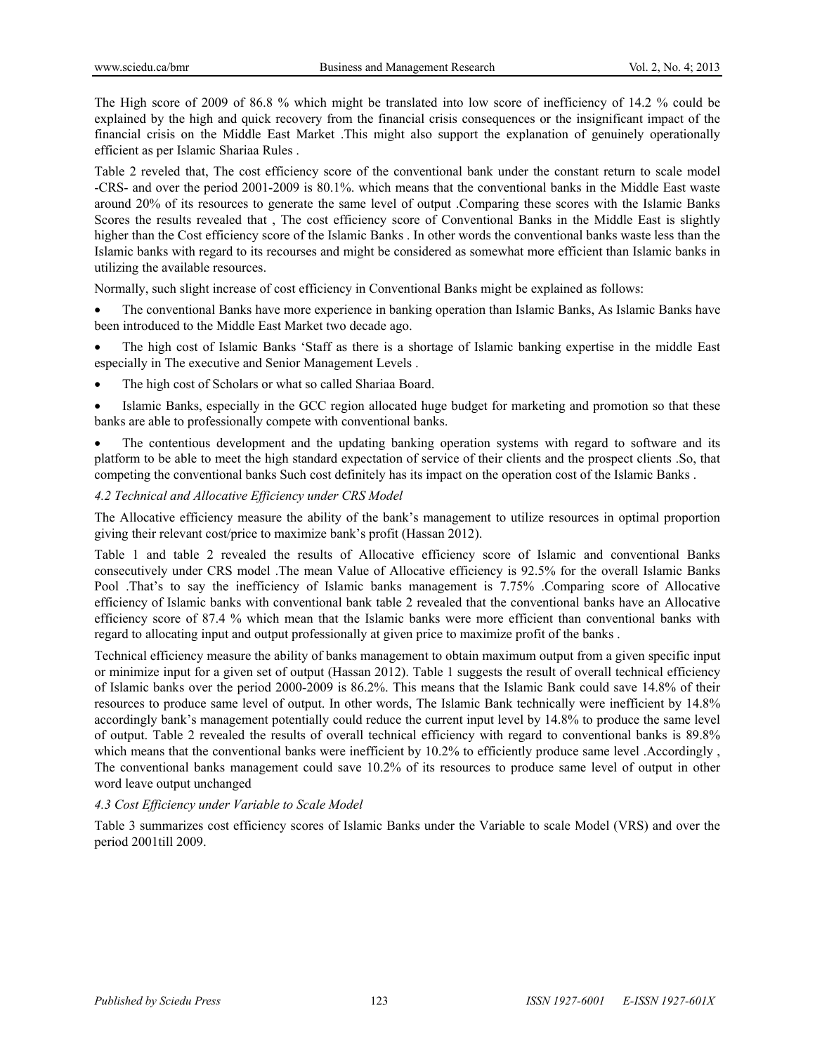The High score of 2009 of 86.8 % which might be translated into low score of inefficiency of 14.2 % could be explained by the high and quick recovery from the financial crisis consequences or the insignificant impact of the financial crisis on the Middle East Market .This might also support the explanation of genuinely operationally efficient as per Islamic Shariaa Rules .

Table 2 reveled that, The cost efficiency score of the conventional bank under the constant return to scale model -CRS- and over the period 2001-2009 is 80.1%. which means that the conventional banks in the Middle East waste around 20% of its resources to generate the same level of output .Comparing these scores with the Islamic Banks Scores the results revealed that , The cost efficiency score of Conventional Banks in the Middle East is slightly higher than the Cost efficiency score of the Islamic Banks . In other words the conventional banks waste less than the Islamic banks with regard to its recourses and might be considered as somewhat more efficient than Islamic banks in utilizing the available resources.

Normally, such slight increase of cost efficiency in Conventional Banks might be explained as follows:

- The conventional Banks have more experience in banking operation than Islamic Banks, As Islamic Banks have been introduced to the Middle East Market two decade ago.
- The high cost of Islamic Banks 'Staff as there is a shortage of Islamic banking expertise in the middle East especially in The executive and Senior Management Levels .
- The high cost of Scholars or what so called Shariaa Board.
- Islamic Banks, especially in the GCC region allocated huge budget for marketing and promotion so that these banks are able to professionally compete with conventional banks.
- The contentious development and the updating banking operation systems with regard to software and its platform to be able to meet the high standard expectation of service of their clients and the prospect clients .So, that competing the conventional banks Such cost definitely has its impact on the operation cost of the Islamic Banks .

*4.2 Technical and Allocative Efficiency under CRS Model*

The Allocative efficiency measure the ability of the bank's management to utilize resources in optimal proportion giving their relevant cost/price to maximize bank's profit (Hassan 2012).

Table 1 and table 2 revealed the results of Allocative efficiency score of Islamic and conventional Banks consecutively under CRS model .The mean Value of Allocative efficiency is 92.5% for the overall Islamic Banks Pool .That's to say the inefficiency of Islamic banks management is 7.75% .Comparing score of Allocative efficiency of Islamic banks with conventional bank table 2 revealed that the conventional banks have an Allocative efficiency score of 87.4 % which mean that the Islamic banks were more efficient than conventional banks with regard to allocating input and output professionally at given price to maximize profit of the banks .

Technical efficiency measure the ability of banks management to obtain maximum output from a given specific input or minimize input for a given set of output (Hassan 2012). Table 1 suggests the result of overall technical efficiency of Islamic banks over the period 2000-2009 is 86.2%. This means that the Islamic Bank could save 14.8% of their resources to produce same level of output. In other words, The Islamic Bank technically were inefficient by 14.8% accordingly bank's management potentially could reduce the current input level by 14.8% to produce the same level of output. Table 2 revealed the results of overall technical efficiency with regard to conventional banks is 89.8% which means that the conventional banks were inefficient by 10.2% to efficiently produce same level .Accordingly , The conventional banks management could save 10.2% of its resources to produce same level of output in other word leave output unchanged

*4.3 Cost Efficiency under Variable to Scale Model*

Table 3 summarizes cost efficiency scores of Islamic Banks under the Variable to scale Model (VRS) and over the period 2001till 2009.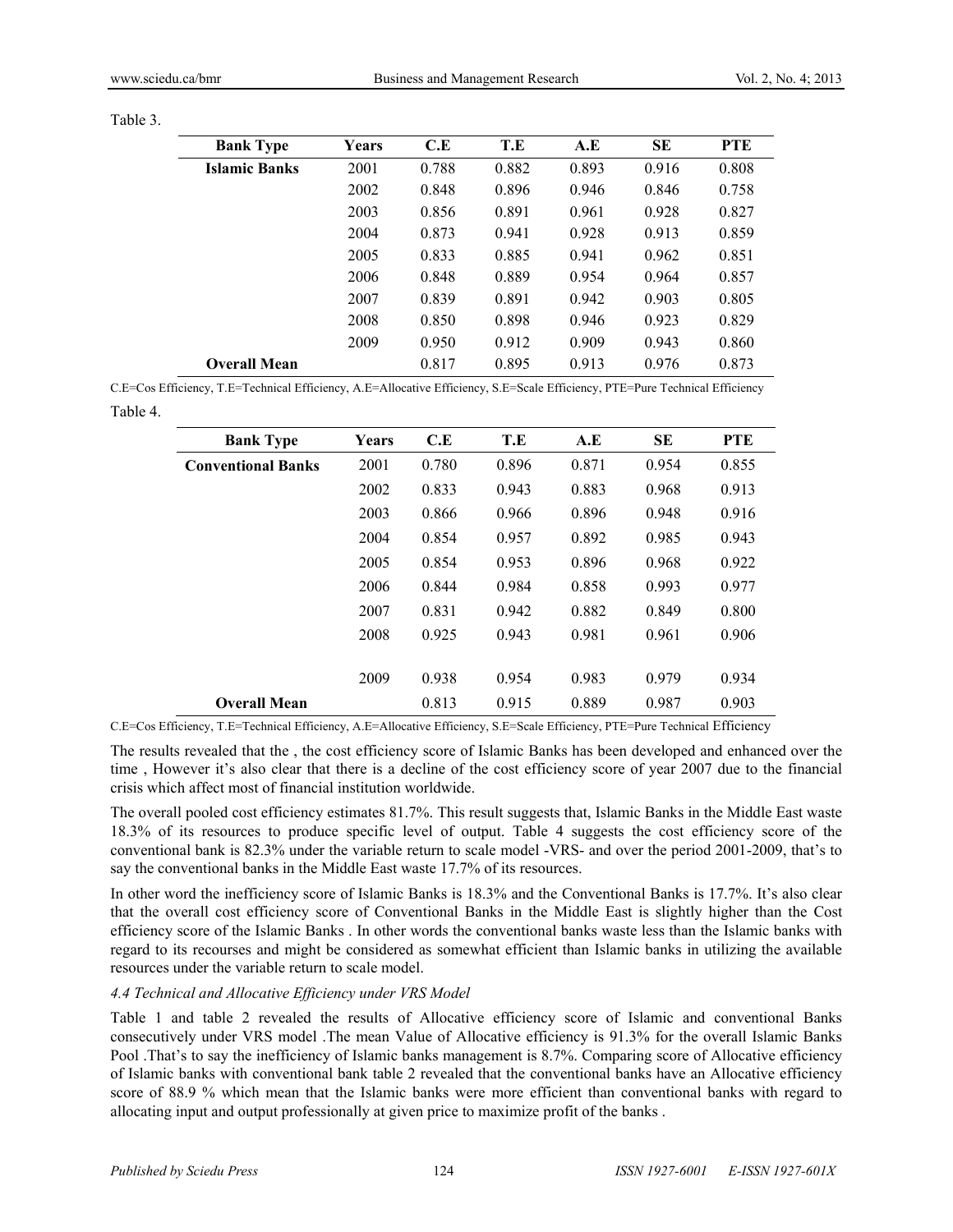Table 3.

| Bank Type | Years | C.E | T.E | A.E | SE | PTE |
|---|---|---|---|---|---|---|
| **Islamic Banks** | 2001 | 0.788 | 0.882 | 0.893 | 0.916 | 0.808 |
| | 2002 | 0.848 | 0.896 | 0.946 | 0.846 | 0.758 |
| | 2003 | 0.856 | 0.891 | 0.961 | 0.928 | 0.827 |
| | 2004 | 0.873 | 0.941 | 0.928 | 0.913 | 0.859 |
| | 2005 | 0.833 | 0.885 | 0.941 | 0.962 | 0.851 |
| | 2006 | 0.848 | 0.889 | 0.954 | 0.964 | 0.857 |
| | 2007 | 0.839 | 0.891 | 0.942 | 0.903 | 0.805 |
| | 2008 | 0.850 | 0.898 | 0.946 | 0.923 | 0.829 |
| | 2009 | 0.950 | 0.912 | 0.909 | 0.943 | 0.860 |
| **Overall Mean** | | 0.817 | 0.895 | 0.913 | 0.976 | 0.873 |

C.E=Cos Efficiency, T.E=Technical Efficiency, A.E=Allocative Efficiency, S.E=Scale Efficiency, PTE=Pure Technical Efficiency

Table 4.

| Bank Type | Years | C.E | T.E | A.E | SE | PTE |
|---|---|---|---|---|---|---|
| **Conventional Banks** | 2001 | 0.780 | 0.896 | 0.871 | 0.954 | 0.855 |
| | 2002 | 0.833 | 0.943 | 0.883 | 0.968 | 0.913 |
| | 2003 | 0.866 | 0.966 | 0.896 | 0.948 | 0.916 |
| | 2004 | 0.854 | 0.957 | 0.892 | 0.985 | 0.943 |
| | 2005 | 0.854 | 0.953 | 0.896 | 0.968 | 0.922 |
| | 2006 | 0.844 | 0.984 | 0.858 | 0.993 | 0.977 |
| | 2007 | 0.831 | 0.942 | 0.882 | 0.849 | 0.800 |
| | 2008 | 0.925 | 0.943 | 0.981 | 0.961 | 0.906 |
| | 2009 | 0.938 | 0.954 | 0.983 | 0.979 | 0.934 |
| **Overall Mean** | | 0.813 | 0.915 | 0.889 | 0.987 | 0.903 |

C.E=Cos Efficiency, T.E=Technical Efficiency, A.E=Allocative Efficiency, S.E=Scale Efficiency, PTE=Pure Technical Efficiency

The results revealed that the , the cost efficiency score of Islamic Banks has been developed and enhanced over the time , However it's also clear that there is a decline of the cost efficiency score of year 2007 due to the financial crisis which affect most of financial institution worldwide.

The overall pooled cost efficiency estimates 81.7%. This result suggests that, Islamic Banks in the Middle East waste 18.3% of its resources to produce specific level of output. Table 4 suggests the cost efficiency score of the conventional bank is 82.3% under the variable return to scale model -VRS- and over the period 2001-2009, that's to say the conventional banks in the Middle East waste 17.7% of its resources.

In other word the inefficiency score of Islamic Banks is 18.3% and the Conventional Banks is 17.7%. It's also clear that the overall cost efficiency score of Conventional Banks in the Middle East is slightly higher than the Cost efficiency score of the Islamic Banks . In other words the conventional banks waste less than the Islamic banks with regard to its recourses and might be considered as somewhat efficient than Islamic banks in utilizing the available resources under the variable return to scale model.

### *4.4 Technical and Allocative Efficiency under VRS Model*

Table 1 and table 2 revealed the results of Allocative efficiency score of Islamic and conventional Banks consecutively under VRS model .The mean Value of Allocative efficiency is 91.3% for the overall Islamic Banks Pool .That's to say the inefficiency of Islamic banks management is 8.7%. Comparing score of Allocative efficiency of Islamic banks with conventional bank table 2 revealed that the conventional banks have an Allocative efficiency score of 88.9 % which mean that the Islamic banks were more efficient than conventional banks with regard to allocating input and output professionally at given price to maximize profit of the banks .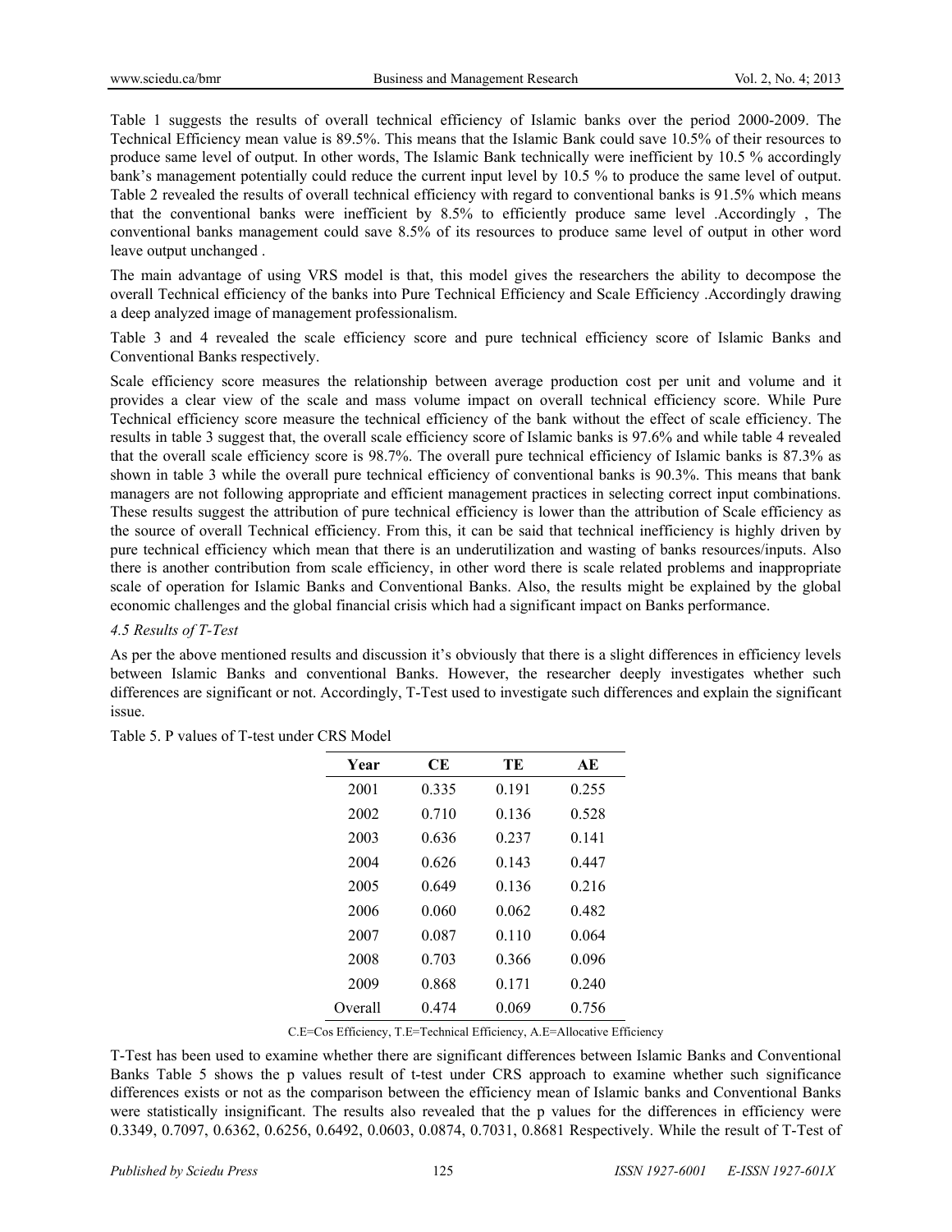Table 1 suggests the results of overall technical efficiency of Islamic banks over the period 2000-2009. The Technical Efficiency mean value is 89.5%. This means that the Islamic Bank could save 10.5% of their resources to produce same level of output. In other words, The Islamic Bank technically were inefficient by 10.5 % accordingly bank's management potentially could reduce the current input level by 10.5 % to produce the same level of output. Table 2 revealed the results of overall technical efficiency with regard to conventional banks is 91.5% which means that the conventional banks were inefficient by 8.5% to efficiently produce same level .Accordingly , The conventional banks management could save 8.5% of its resources to produce same level of output in other word leave output unchanged .

The main advantage of using VRS model is that, this model gives the researchers the ability to decompose the overall Technical efficiency of the banks into Pure Technical Efficiency and Scale Efficiency .Accordingly drawing a deep analyzed image of management professionalism.

Table 3 and 4 revealed the scale efficiency score and pure technical efficiency score of Islamic Banks and Conventional Banks respectively.

Scale efficiency score measures the relationship between average production cost per unit and volume and it provides a clear view of the scale and mass volume impact on overall technical efficiency score. While Pure Technical efficiency score measure the technical efficiency of the bank without the effect of scale efficiency. The results in table 3 suggest that, the overall scale efficiency score of Islamic banks is 97.6% and while table 4 revealed that the overall scale efficiency score is 98.7%. The overall pure technical efficiency of Islamic banks is 87.3% as shown in table 3 while the overall pure technical efficiency of conventional banks is 90.3%. This means that bank managers are not following appropriate and efficient management practices in selecting correct input combinations. These results suggest the attribution of pure technical efficiency is lower than the attribution of Scale efficiency as the source of overall Technical efficiency. From this, it can be said that technical inefficiency is highly driven by pure technical efficiency which mean that there is an underutilization and wasting of banks resources/inputs. Also there is another contribution from scale efficiency, in other word there is scale related problems and inappropriate scale of operation for Islamic Banks and Conventional Banks. Also, the results might be explained by the global economic challenges and the global financial crisis which had a significant impact on Banks performance.

*4.5 Results of T-Test*

As per the above mentioned results and discussion it's obviously that there is a slight differences in efficiency levels between Islamic Banks and conventional Banks. However, the researcher deeply investigates whether such differences are significant or not. Accordingly, T-Test used to investigate such differences and explain the significant issue.

Table 5. P values of T-test under CRS Model

| Year | CE | TE | AE |
|---|---|---|---|
| 2001 | 0.335 | 0.191 | 0.255 |
| 2002 | 0.710 | 0.136 | 0.528 |
| 2003 | 0.636 | 0.237 | 0.141 |
| 2004 | 0.626 | 0.143 | 0.447 |
| 2005 | 0.649 | 0.136 | 0.216 |
| 2006 | 0.060 | 0.062 | 0.482 |
| 2007 | 0.087 | 0.110 | 0.064 |
| 2008 | 0.703 | 0.366 | 0.096 |
| 2009 | 0.868 | 0.171 | 0.240 |
| Overall | 0.474 | 0.069 | 0.756 |

C.E=Cos Efficiency, T.E=Technical Efficiency, A.E=Allocative Efficiency

T-Test has been used to examine whether there are significant differences between Islamic Banks and Conventional Banks Table 5 shows the p values result of t-test under CRS approach to examine whether such significance differences exists or not as the comparison between the efficiency mean of Islamic banks and Conventional Banks were statistically insignificant. The results also revealed that the p values for the differences in efficiency were 0.3349, 0.7097, 0.6362, 0.6256, 0.6492, 0.0603, 0.0874, 0.7031, 0.8681 Respectively. While the result of T-Test of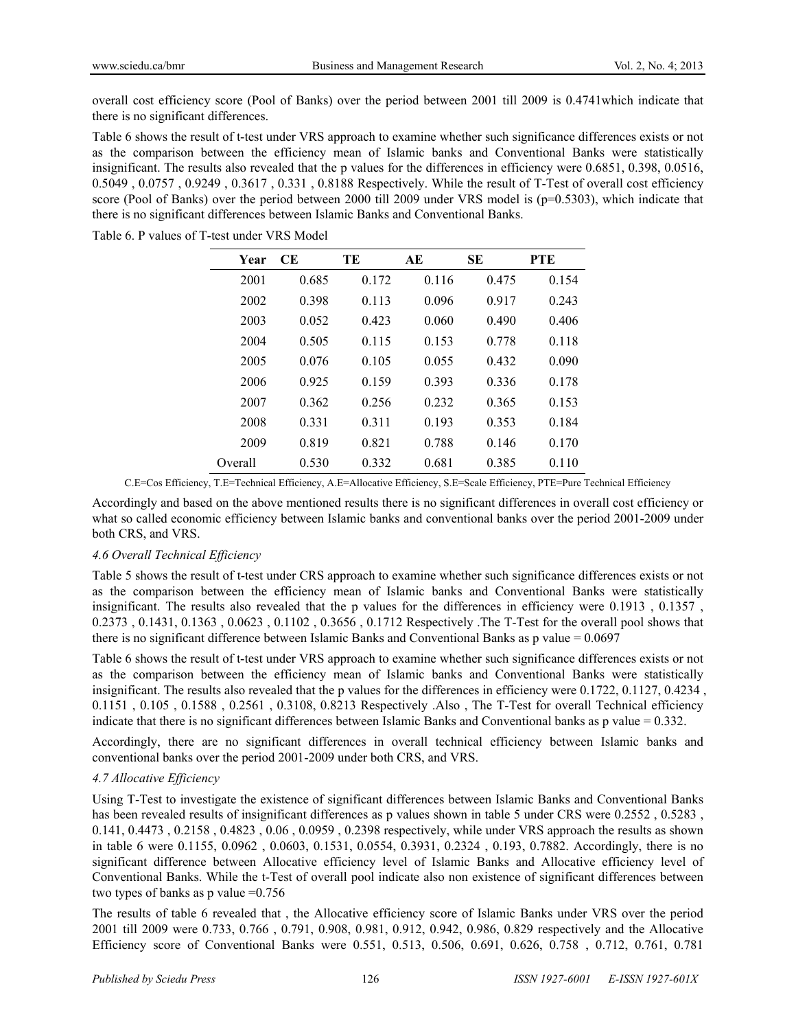overall cost efficiency score (Pool of Banks) over the period between 2001 till 2009 is 0.4741which indicate that there is no significant differences.

Table 6 shows the result of t-test under VRS approach to examine whether such significance differences exists or not as the comparison between the efficiency mean of Islamic banks and Conventional Banks were statistically insignificant. The results also revealed that the p values for the differences in efficiency were 0.6851, 0.398, 0.0516, 0.5049 , 0.0757 , 0.9249 , 0.3617 , 0.331 , 0.8188 Respectively. While the result of T-Test of overall cost efficiency score (Pool of Banks) over the period between 2000 till 2009 under VRS model is (p=0.5303), which indicate that there is no significant differences between Islamic Banks and Conventional Banks.

Table 6. P values of T-test under VRS Model

| Year | CE | TE | AE | SE | PTE |
|---|---|---|---|---|---|
| 2001 | 0.685 | 0.172 | 0.116 | 0.475 | 0.154 |
| 2002 | 0.398 | 0.113 | 0.096 | 0.917 | 0.243 |
| 2003 | 0.052 | 0.423 | 0.060 | 0.490 | 0.406 |
| 2004 | 0.505 | 0.115 | 0.153 | 0.778 | 0.118 |
| 2005 | 0.076 | 0.105 | 0.055 | 0.432 | 0.090 |
| 2006 | 0.925 | 0.159 | 0.393 | 0.336 | 0.178 |
| 2007 | 0.362 | 0.256 | 0.232 | 0.365 | 0.153 |
| 2008 | 0.331 | 0.311 | 0.193 | 0.353 | 0.184 |
| 2009 | 0.819 | 0.821 | 0.788 | 0.146 | 0.170 |
| Overall | 0.530 | 0.332 | 0.681 | 0.385 | 0.110 |

C.E=Cos Efficiency, T.E=Technical Efficiency, A.E=Allocative Efficiency, S.E=Scale Efficiency, PTE=Pure Technical Efficiency

Accordingly and based on the above mentioned results there is no significant differences in overall cost efficiency or what so called economic efficiency between Islamic banks and conventional banks over the period 2001-2009 under both CRS, and VRS.

### *4.6 Overall Technical Efficiency*

Table 5 shows the result of t-test under CRS approach to examine whether such significance differences exists or not as the comparison between the efficiency mean of Islamic banks and Conventional Banks were statistically insignificant. The results also revealed that the p values for the differences in efficiency were 0.1913 , 0.1357 , 0.2373 , 0.1431, 0.1363 , 0.0623 , 0.1102 , 0.3656 , 0.1712 Respectively .The T-Test for the overall pool shows that there is no significant difference between Islamic Banks and Conventional Banks as p value = 0.0697

Table 6 shows the result of t-test under VRS approach to examine whether such significance differences exists or not as the comparison between the efficiency mean of Islamic banks and Conventional Banks were statistically insignificant. The results also revealed that the p values for the differences in efficiency were 0.1722, 0.1127, 0.4234 , 0.1151 , 0.105 , 0.1588 , 0.2561 , 0.3108, 0.8213 Respectively .Also , The T-Test for overall Technical efficiency indicate that there is no significant differences between Islamic Banks and Conventional banks as p value = 0.332.

Accordingly, there are no significant differences in overall technical efficiency between Islamic banks and conventional banks over the period 2001-2009 under both CRS, and VRS.

### *4.7 Allocative Efficiency*

Using T-Test to investigate the existence of significant differences between Islamic Banks and Conventional Banks has been revealed results of insignificant differences as p values shown in table 5 under CRS were 0.2552 , 0.5283 , 0.141, 0.4473 , 0.2158 , 0.4823 , 0.06 , 0.0959 , 0.2398 respectively, while under VRS approach the results as shown in table 6 were 0.1155, 0.0962 , 0.0603, 0.1531, 0.0554, 0.3931, 0.2324 , 0.193, 0.7882. Accordingly, there is no significant difference between Allocative efficiency level of Islamic Banks and Allocative efficiency level of Conventional Banks. While the t-Test of overall pool indicate also non existence of significant differences between two types of banks as p value =0.756

The results of table 6 revealed that , the Allocative efficiency score of Islamic Banks under VRS over the period 2001 till 2009 were 0.733, 0.766 , 0.791, 0.908, 0.981, 0.912, 0.942, 0.986, 0.829 respectively and the Allocative Efficiency score of Conventional Banks were 0.551, 0.513, 0.506, 0.691, 0.626, 0.758 , 0.712, 0.761, 0.781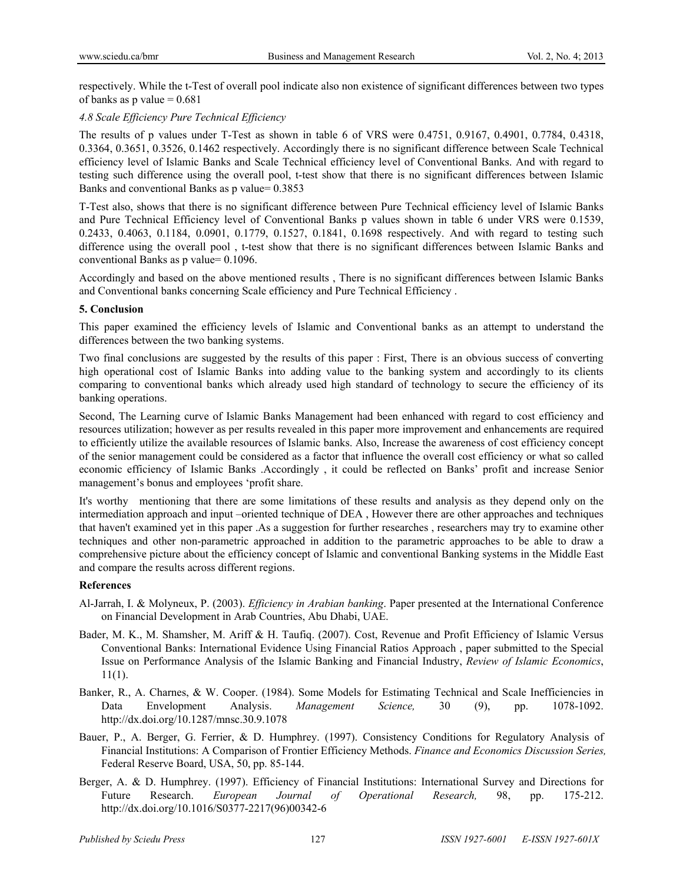respectively. While the t-Test of overall pool indicate also non existence of significant differences between two types of banks as p value = 0.681

### *4.8 Scale Efficiency Pure Technical Efficiency*

The results of p values under T-Test as shown in table 6 of VRS were 0.4751, 0.9167, 0.4901, 0.7784, 0.4318, 0.3364, 0.3651, 0.3526, 0.1462 respectively. Accordingly there is no significant difference between Scale Technical efficiency level of Islamic Banks and Scale Technical efficiency level of Conventional Banks. And with regard to testing such difference using the overall pool, t-test show that there is no significant differences between Islamic Banks and conventional Banks as p value= 0.3853

T-Test also, shows that there is no significant difference between Pure Technical efficiency level of Islamic Banks and Pure Technical Efficiency level of Conventional Banks p values shown in table 6 under VRS were 0.1539, 0.2433, 0.4063, 0.1184, 0.0901, 0.1779, 0.1527, 0.1841, 0.1698 respectively. And with regard to testing such difference using the overall pool , t-test show that there is no significant differences between Islamic Banks and conventional Banks as p value= 0.1096.

Accordingly and based on the above mentioned results , There is no significant differences between Islamic Banks and Conventional banks concerning Scale efficiency and Pure Technical Efficiency .

## 5. Conclusion

This paper examined the efficiency levels of Islamic and Conventional banks as an attempt to understand the differences between the two banking systems.

Two final conclusions are suggested by the results of this paper : First, There is an obvious success of converting high operational cost of Islamic Banks into adding value to the banking system and accordingly to its clients comparing to conventional banks which already used high standard of technology to secure the efficiency of its banking operations.

Second, The Learning curve of Islamic Banks Management had been enhanced with regard to cost efficiency and resources utilization; however as per results revealed in this paper more improvement and enhancements are required to efficiently utilize the available resources of Islamic banks. Also, Increase the awareness of cost efficiency concept of the senior management could be considered as a factor that influence the overall cost efficiency or what so called economic efficiency of Islamic Banks .Accordingly , it could be reflected on Banks' profit and increase Senior management's bonus and employees 'profit share.

It's worthy mentioning that there are some limitations of these results and analysis as they depend only on the intermediation approach and input –oriented technique of DEA , However there are other approaches and techniques that haven't examined yet in this paper .As a suggestion for further researches , researchers may try to examine other techniques and other non-parametric approached in addition to the parametric approaches to be able to draw a comprehensive picture about the efficiency concept of Islamic and conventional Banking systems in the Middle East and compare the results across different regions.

## References

Al-Jarrah, I. & Molyneux, P. (2003). *Efficiency in Arabian banking*. Paper presented at the International Conference on Financial Development in Arab Countries, Abu Dhabi, UAE.

Bader, M. K., M. Shamsher, M. Ariff & H. Taufiq. (2007). Cost, Revenue and Profit Efficiency of Islamic Versus Conventional Banks: International Evidence Using Financial Ratios Approach , paper submitted to the Special Issue on Performance Analysis of the Islamic Banking and Financial Industry, *Review of Islamic Economics*, 11(1).

Banker, R., A. Charnes, & W. Cooper. (1984). Some Models for Estimating Technical and Scale Inefficiencies in Data Envelopment Analysis. *Management Science,* 30 (9), pp. 1078-1092. http://dx.doi.org/10.1287/mnsc.30.9.1078

Bauer, P., A. Berger, G. Ferrier, & D. Humphrey. (1997). Consistency Conditions for Regulatory Analysis of Financial Institutions: A Comparison of Frontier Efficiency Methods. *Finance and Economics Discussion Series,* Federal Reserve Board, USA, 50, pp. 85-144.

Berger, A. & D. Humphrey. (1997). Efficiency of Financial Institutions: International Survey and Directions for Future Research. *European Journal of Operational Research,* 98, pp. 175-212. http://dx.doi.org/10.1016/S0377-2217(96)00342-6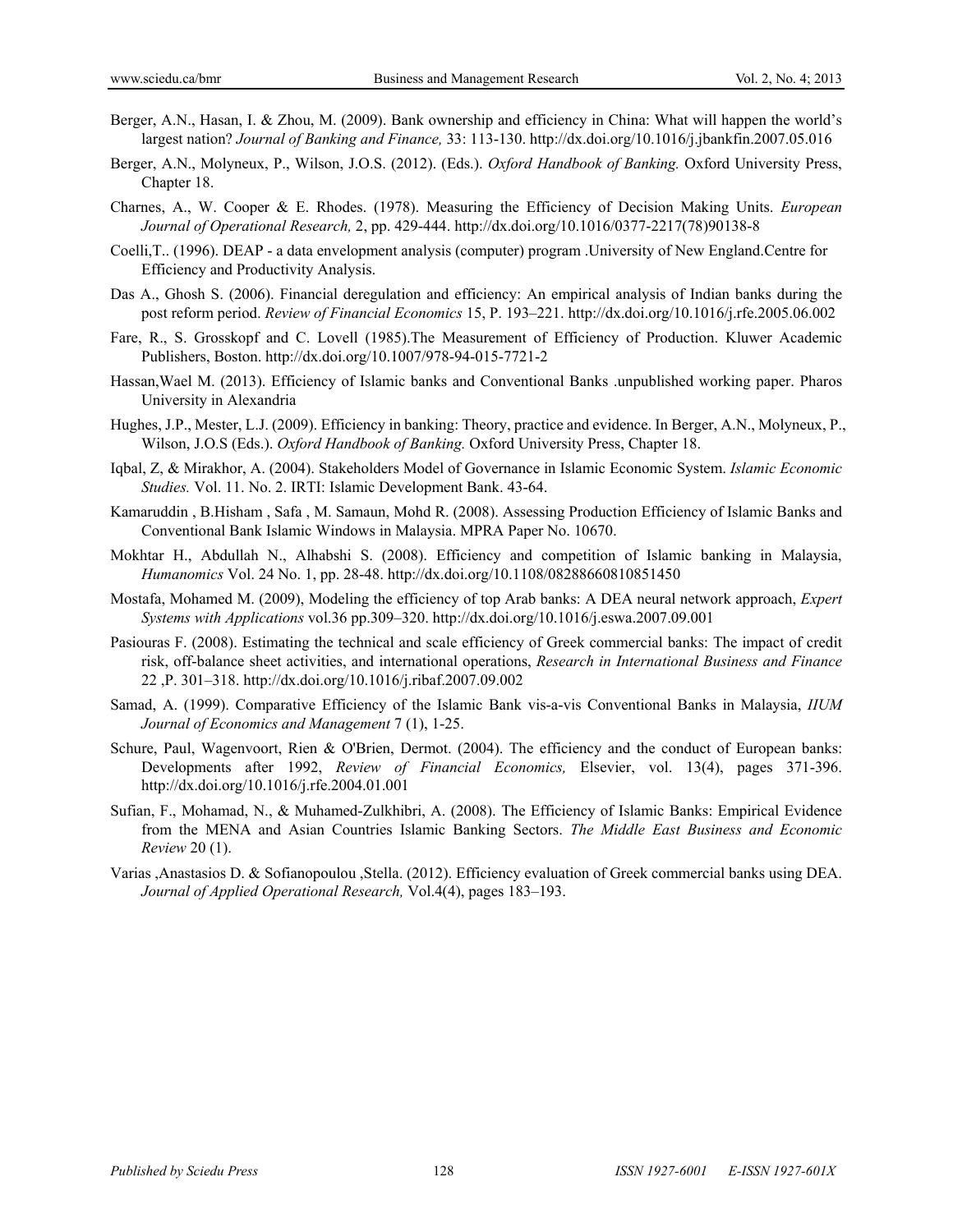Berger, A.N., Hasan, I. & Zhou, M. (2009). Bank ownership and efficiency in China: What will happen the world's largest nation? *Journal of Banking and Finance,* 33: 113-130. http://dx.doi.org/10.1016/j.jbankfin.2007.05.016

Berger, A.N., Molyneux, P., Wilson, J.O.S. (2012). (Eds.). *Oxford Handbook of Banking.* Oxford University Press, Chapter 18.

Charnes, A., W. Cooper & E. Rhodes. (1978). Measuring the Efficiency of Decision Making Units. *European Journal of Operational Research,* 2, pp. 429-444. http://dx.doi.org/10.1016/0377-2217(78)90138-8

Coelli,T.. (1996). DEAP - a data envelopment analysis (computer) program .University of New England.Centre for Efficiency and Productivity Analysis.

Das A., Ghosh S. (2006). Financial deregulation and efficiency: An empirical analysis of Indian banks during the post reform period. *Review of Financial Economics* 15, P. 193–221. http://dx.doi.org/10.1016/j.rfe.2005.06.002

Fare, R., S. Grosskopf and C. Lovell (1985).The Measurement of Efficiency of Production. Kluwer Academic Publishers, Boston. http://dx.doi.org/10.1007/978-94-015-7721-2

Hassan,Wael M. (2013). Efficiency of Islamic banks and Conventional Banks .unpublished working paper. Pharos University in Alexandria

Hughes, J.P., Mester, L.J. (2009). Efficiency in banking: Theory, practice and evidence. In Berger, A.N., Molyneux, P., Wilson, J.O.S (Eds.). *Oxford Handbook of Banking.* Oxford University Press, Chapter 18.

Iqbal, Z, & Mirakhor, A. (2004). Stakeholders Model of Governance in Islamic Economic System. *Islamic Economic Studies.* Vol. 11. No. 2. IRTI: Islamic Development Bank. 43-64.

Kamaruddin , B.Hisham , Safa , M. Samaun, Mohd R. (2008). Assessing Production Efficiency of Islamic Banks and Conventional Bank Islamic Windows in Malaysia. MPRA Paper No. 10670.

Mokhtar H., Abdullah N., Alhabshi S. (2008). Efficiency and competition of Islamic banking in Malaysia, *Humanomics* Vol. 24 No. 1, pp. 28-48. http://dx.doi.org/10.1108/08288660810851450

Mostafa, Mohamed M. (2009), Modeling the efficiency of top Arab banks: A DEA neural network approach, *Expert Systems with Applications* vol.36 pp.309–320. http://dx.doi.org/10.1016/j.eswa.2007.09.001

Pasiouras F. (2008). Estimating the technical and scale efficiency of Greek commercial banks: The impact of credit risk, off-balance sheet activities, and international operations, *Research in International Business and Finance* 22 ,P. 301–318. http://dx.doi.org/10.1016/j.ribaf.2007.09.002

Samad, A. (1999). Comparative Efficiency of the Islamic Bank vis-a-vis Conventional Banks in Malaysia, *IIUM Journal of Economics and Management* 7 (1), 1-25.

Schure, Paul, Wagenvoort, Rien & O'Brien, Dermot. (2004). The efficiency and the conduct of European banks: Developments after 1992, *Review of Financial Economics,* Elsevier, vol. 13(4), pages 371-396. http://dx.doi.org/10.1016/j.rfe.2004.01.001

Sufian, F., Mohamad, N., & Muhamed-Zulkhibri, A. (2008). The Efficiency of Islamic Banks: Empirical Evidence from the MENA and Asian Countries Islamic Banking Sectors. *The Middle East Business and Economic Review* 20 (1).

Varias ,Anastasios D. & Sofianopoulou ,Stella. (2012). Efficiency evaluation of Greek commercial banks using DEA. *Journal of Applied Operational Research,* Vol.4(4), pages 183–193.